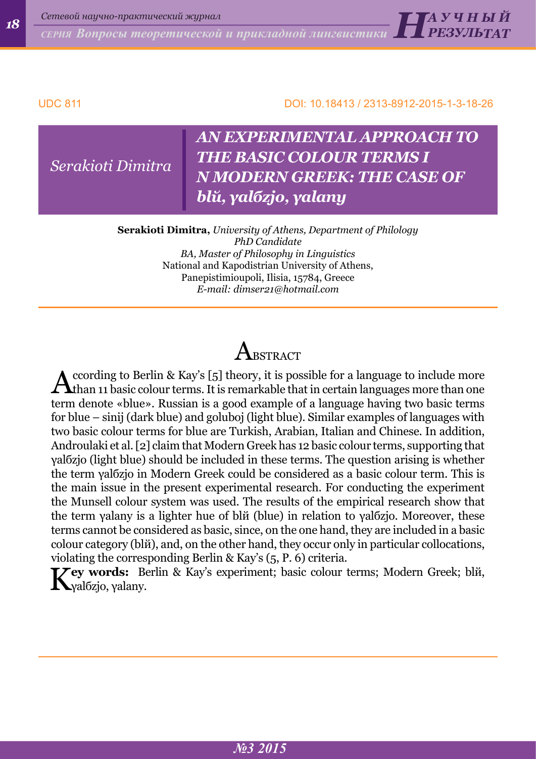UDC 811

DOI: 10.18413 / 2313-8912-2015-1-3-18-26

*Serakioti Dimitra*

# AN EXPERIMENTAL APPROACH TO THE BASIC COLOUR TERMS IN MODERN GREEK: THE CASE OF blŭ, γalбzjo, γalany

**Serakioti Dimitra**, *University of Athens, Department of Philology*
*PhD Candidate*
*BA, Master of Philosophy in Linguistics*
National and Kapodistrian University of Athens,
Panepistimioupoli, Ilisia, 15784, Greece
*E-mail: dimser21@hotmail.com*

## Abstract

According to Berlin & Kay's [5] theory, it is possible for a language to include more than 11 basic colour terms. It is remarkable that in certain languages more than one term denote «blue». Russian is a good example of a language having two basic terms for blue – sinij (dark blue) and goluboj (light blue). Similar examples of languages with two basic colour terms for blue are Turkish, Arabian, Italian and Chinese. In addition, Androulaki et al. [2] claim that Modern Greek has 12 basic colour terms, supporting that γalбzjo (light blue) should be included in these terms. The question arising is whether the term γalбzjo in Modern Greek could be considered as a basic colour term. This is the main issue in the present experimental research. For conducting the experiment the Munsell colour system was used. The results of the empirical research show that the term γalany is a lighter hue of blй (blue) in relation to γalбzjo. Moreover, these terms cannot be considered as basic, since, on the one hand, they are included in a basic colour category (blй), and, on the other hand, they occur only in particular collocations, violating the corresponding Berlin & Kay's (5, P. 6) criteria.

**Key words:** Berlin & Kay's experiment; basic colour terms; Modern Greek; blй, γalбzjo, γalany.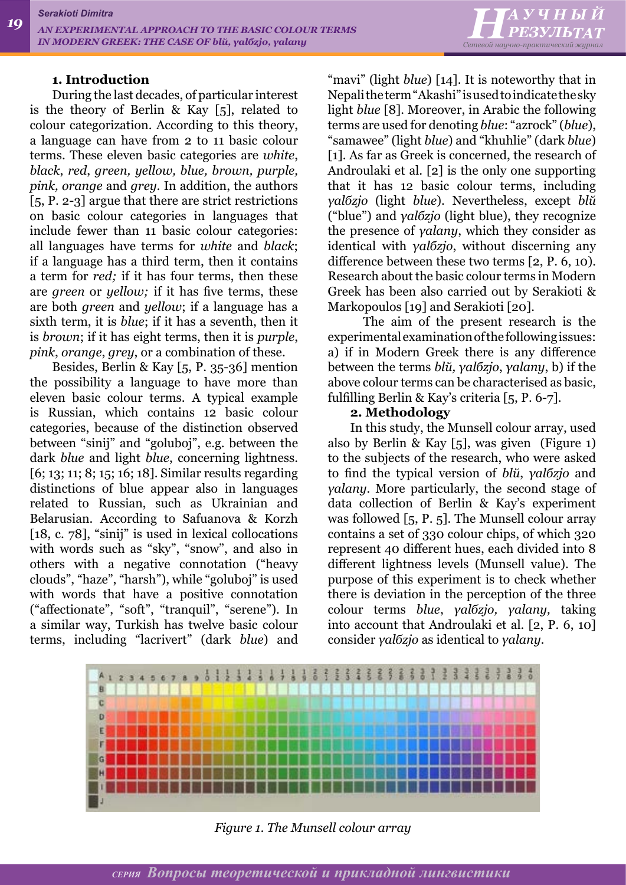## 1. Introduction

During the last decades, of particular interest is the theory of Berlin & Kay [5], related to colour categorization. According to this theory, a language can have from 2 to 11 basic colour terms. These eleven basic categories are *white*, *black*, *red*, *green*, *yellow*, *blue*, *brown*, *purple*, *pink*, *orange* and *grey*. In addition, the authors [5, P. 2-3] argue that there are strict restrictions on basic colour categories in languages that include fewer than 11 basic colour categories: all languages have terms for *white* and *black*; if a language has a third term, then it contains a term for *red;* if it has four terms, then these are *green* or *yellow;* if it has five terms, these are both *green* and *yellow*; if a language has a sixth term, it is *blue*; if it has a seventh, then it is *brown*; if it has eight terms, then it is *purple*, *pink*, *orange*, *grey*, or a combination of these.

Besides, Berlin & Kay [5, P. 35-36] mention the possibility a language to have more than eleven basic colour terms. A typical example is Russian, which contains 12 basic colour categories, because of the distinction observed between "sinij" and "goluboj", e.g. between the dark *blue* and light *blue*, concerning lightness. [6; 13; 11; 8; 15; 16; 18]. Similar results regarding distinctions of blue appear also in languages related to Russian, such as Ukrainian and Belarusian. According to Safuanova & Korzh [18, c. 78], "sinij" is used in lexical collocations with words such as "sky", "snow", and also in others with a negative connotation ("heavy clouds", "haze", "harsh"), while "goluboj" is used with words that have a positive connotation ("affectionate", "soft", "tranquil", "serene"). In a similar way, Turkish has twelve basic colour terms, including "lacrivert" (dark *blue*) and "mavi" (light *blue*) [14]. It is noteworthy that in Nepali the term "Akashi" is used to indicate the sky light *blue* [8]. Moreover, in Arabic the following terms are used for denoting *blue*: "azrock" (*blue*), "samawee" (light *blue*) and "khuhlie" (dark *blue*) [1]. As far as Greek is concerned, the research of Androulaki et al. [2] is the only one supporting that it has 12 basic colour terms, including *γalбzjo* (light *blue*). Nevertheless, except *blŭ* ("blue") and *γalбzjo* (light blue), they recognize the presence of *γalany*, which they consider as identical with *γalбzjo*, without discerning any difference between these two terms [2, P. 6, 10]. Research about the basic colour terms in Modern Greek has been also carried out by Serakioti & Markopoulos [19] and Serakioti [20].

The aim of the present research is the experimental examination of the following issues: a) if in Modern Greek there is any difference between the terms *blŭ, γalбzjo*, *γalany*, b) if the above colour terms can be characterised as basic, fulfilling Berlin & Kay's criteria [5, P. 6-7].

## 2. Methodology

In this study, the Munsell colour array, used also by Berlin & Kay [5], was given (Figure 1) to the subjects of the research, who were asked to find the typical version of *blŭ*, *γalбzjo* and *γalany*. More particularly, the second stage of data collection of Berlin & Kay's experiment was followed [5, P. 5]. The Munsell colour array contains a set of 330 colour chips, of which 320 represent 40 different hues, each divided into 8 different lightness levels (Munsell value). The purpose of this experiment is to check whether there is deviation in the perception of the three colour terms *blue*, *γalбzjo, γalany,* taking into account that Androulaki et al. [2, P. 6, 10] consider *γalбzjo* as identical to *γalany*.

*Figure 1. The Munsell colour array*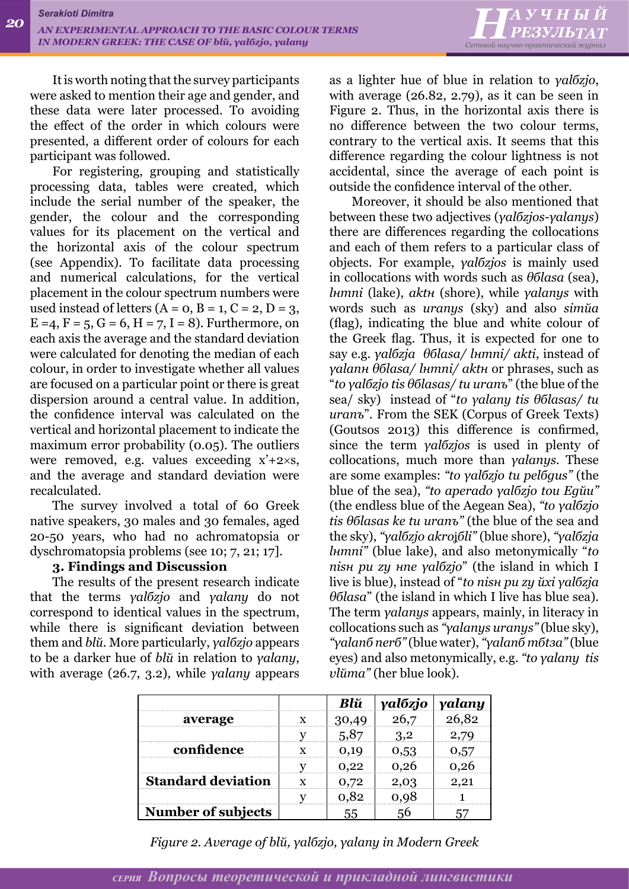It is worth noting that the survey participants were asked to mention their age and gender, and these data were later processed. To avoiding the effect of the order in which colours were presented, a different order of colours for each participant was followed.

For registering, grouping and statistically processing data, tables were created, which include the serial number of the speaker, the gender, the colour and the corresponding values for its placement on the vertical and the horizontal axis of the colour spectrum (see Appendix). To facilitate data processing and numerical calculations, for the vertical placement in the colour spectrum numbers were used instead of letters (A = 0, B = 1, C = 2, D = 3, E =4, F = 5, G = 6, H = 7, I = 8). Furthermore, on each axis the average and the standard deviation were calculated for denoting the median of each colour, in order to investigate whether all values are focused on a particular point or there is great dispersion around a central value. In addition, the confidence interval was calculated on the vertical and horizontal placement to indicate the maximum error probability (0.05). The outliers were removed, e.g. values exceeding x'+2×s, and the average and standard deviation were recalculated.

The survey involved a total of 60 Greek native speakers, 30 males and 30 females, aged 20-50 years, who had no achromatopsia or dyschromatopsia problems (see 10; 7, 21; 17].

### 3. Findings and Discussion

The results of the present research indicate that the terms *γalбzjo* and *γalany* do not correspond to identical values in the spectrum, while there is significant deviation between them and *blŭ*. More particularly, *γalбzjo* appears to be a darker hue of *blŭ* in relation to *γalany*, with average (26.7, 3.2), while *γalany* appears as a lighter hue of blue in relation to *γalбzjo*, with average (26.82, 2.79), as it can be seen in Figure 2. Thus, in the horizontal axis there is no difference between the two colour terms, contrary to the vertical axis. It seems that this difference regarding the colour lightness is not accidental, since the average of each point is outside the confidence interval of the other.

Moreover, it should be also mentioned that between these two adjectives (*γalбzjos-γalanys*) there are differences regarding the collocations and each of them refers to a particular class of objects. For example, *γalбzjos* is mainly used in collocations with words such as *θбlasa* (sea), *lнmni* (lake), *aktн* (shore), while *γalanys* with words such as *uranys* (sky) and also *simŭa* (flag), indicating the blue and white colour of the Greek flag. Thus, it is expected for one to say e.g. *γalбzja θбlasa/ lнmni/ akti*, instead of *γalanн θбlasa/ lнmni/ aktн* or phrases, such as "*to γalбzjo tis θбlasas/ tu uranъ*" (the blue of the sea/ sky) instead of "*to γalany tis θбlasas/ tu uranъ*". From the SEK (Corpus of Greek Texts) (Goutsos 2013) this difference is confirmed, since the term *γalбzjos* is used in plenty of collocations, much more than *γalanys*. These are some examples: *"to γalбzjo tu pelбgus"* (the blue of the sea), *"to aperado γalбzjo tou Egŭu"* (the endless blue of the Aegean Sea), *"to γalбzjo tis θбlasas ke tu uranъ"* (the blue of the sea and the sky), *"γalбzjo akroįбli"* (blue shore), *"γalбzja lнmni"* (blue lake), and also metonymically "*to nisн pu zy нne γalбzjo*" (the island in which I live is blue), instead of "*to nisн pu zy ŭxi γalбzja θбlasa*" (the island in which I live has blue sea). The term *γalanys* appears, mainly, in literacy in collocations such as *"γalanys uranys"* (blue sky), *"γalanб nerб"* (blue water), *"γalanб mбtзa"* (blue eyes) and also metonymically, e.g. *"to γalany tis vlŭma"* (her blue look).

| | | ***Blŭ*** | ***γalбzjo*** | ***γalany*** |
|---|---|---|---|---|
| **average** | x | 30,49 | 26,7 | 26,82 |
| | y | 5,87 | 3,2 | 2,79 |
| **confidence** | x | 0,19 | 0,53 | 0,57 |
| | y | 0,22 | 0,26 | 0,26 |
| **Standard deviation** | x | 0,72 | 2,03 | 2,21 |
| | y | 0,82 | 0,98 | 1 |
| **Number of subjects** | | 55 | 56 | 57 |

*Figure 2. Average of blŭ, γalбzjo, γalany in Modern Greek*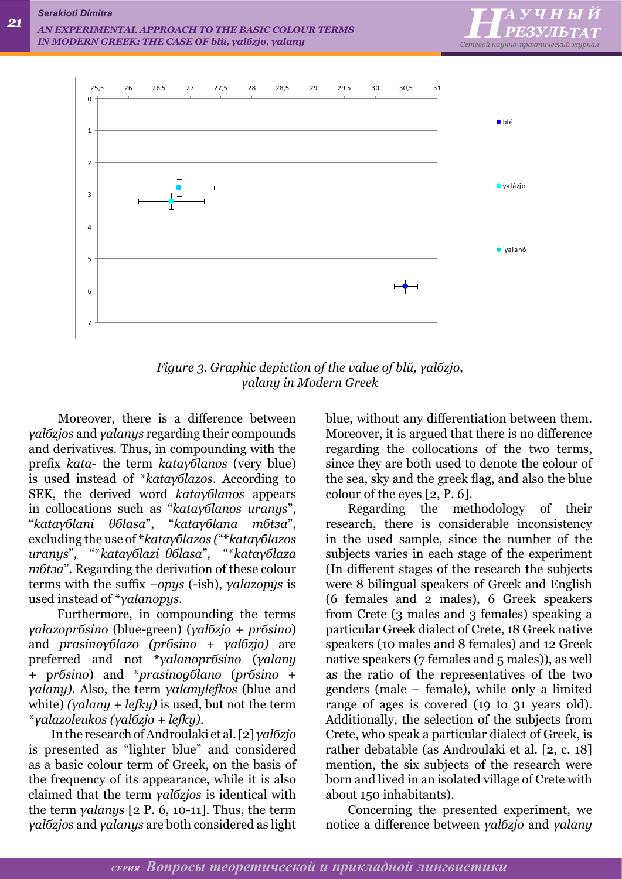Figure 3. *Graphic depiction of the value of blŭ, γalϭzjo, γalany in Modern Greek*

Moreover, there is a difference between *γalϭzjos* and *γalanys* regarding their compounds and derivatives. Thus, in compounding with the prefix *kata-* the term *kataγϭlanos* (very blue) is used instead of **kataγϭlazos*. According to SEK, the derived word *kataγϭlanos* appears in collocations such as “*kataγϭlanos uranys*”, “*kataγϭlani θϭlasa*”, “*kataγϭlana mϭtзa*”, excluding the use of **kataγϭlazos* (“**kataγϭlazos uranys*”, “**kataγϭlazi θϭlasa*”, “**kataγϭlaza mϭtзa*”. Regarding the derivation of these colour terms with the suffix *–opys* (-ish), *γalazopys* is used instead of **γalanopys*.

Furthermore, in compounding the terms *γalazoprϭsino* (blue-green) (*γalϭzjo + prϭsino*) and *prasinoγϭlazo (prϭsino + γalϭzjo)* are preferred and not **γalanoprϭsino* (*γalany +* prϭsino) and **prasinogϭlano* (*prϭsino + γalany)*. Also, the term *γalanylefkos* (blue and white) *(γalany + lefky)* is used, but not the term **γalazoleukos (γalϭzjo + lefky)*.

In the research of Androulaki et al. [2] *γalϭzjo* is presented as “lighter blue” and considered as a basic colour term of Greek, on the basis of the frequency of its appearance, while it is also claimed that the term *γalϭzjos* is identical with the term *γalanys* [2 P. 6, 10-11]. Thus, the term *γalϭzjos* and *γalanys* are both considered as light blue, without any differentiation between them. Moreover, it is argued that there is no difference regarding the collocations of the two terms, since they are both used to denote the colour of the sea, sky and the greek flag, and also the blue colour of the eyes [2, P. 6].

Regarding the methodology of their research, there is considerable inconsistency in the used sample, since the number of the subjects varies in each stage of the experiment (In different stages of the research the subjects were 8 bilingual speakers of Greek and English (6 females and 2 males), 6 Greek speakers from Crete (3 males and 3 females) speaking a particular Greek dialect of Crete, 18 Greek native speakers (10 males and 8 females) and 12 Greek native speakers (7 females and 5 males)), as well as the ratio of the representatives of the two genders (male – female), while only a limited range of ages is covered (19 to 31 years old). Additionally, the selection of the subjects from Crete, who speak a particular dialect of Greek, is rather debatable (as Androulaki et al. [2, c. 18] mention, the six subjects of the research were born and lived in an isolated village of Crete with about 150 inhabitants).

Concerning the presented experiment, we notice a difference between *γalϭzjo* and *γalany*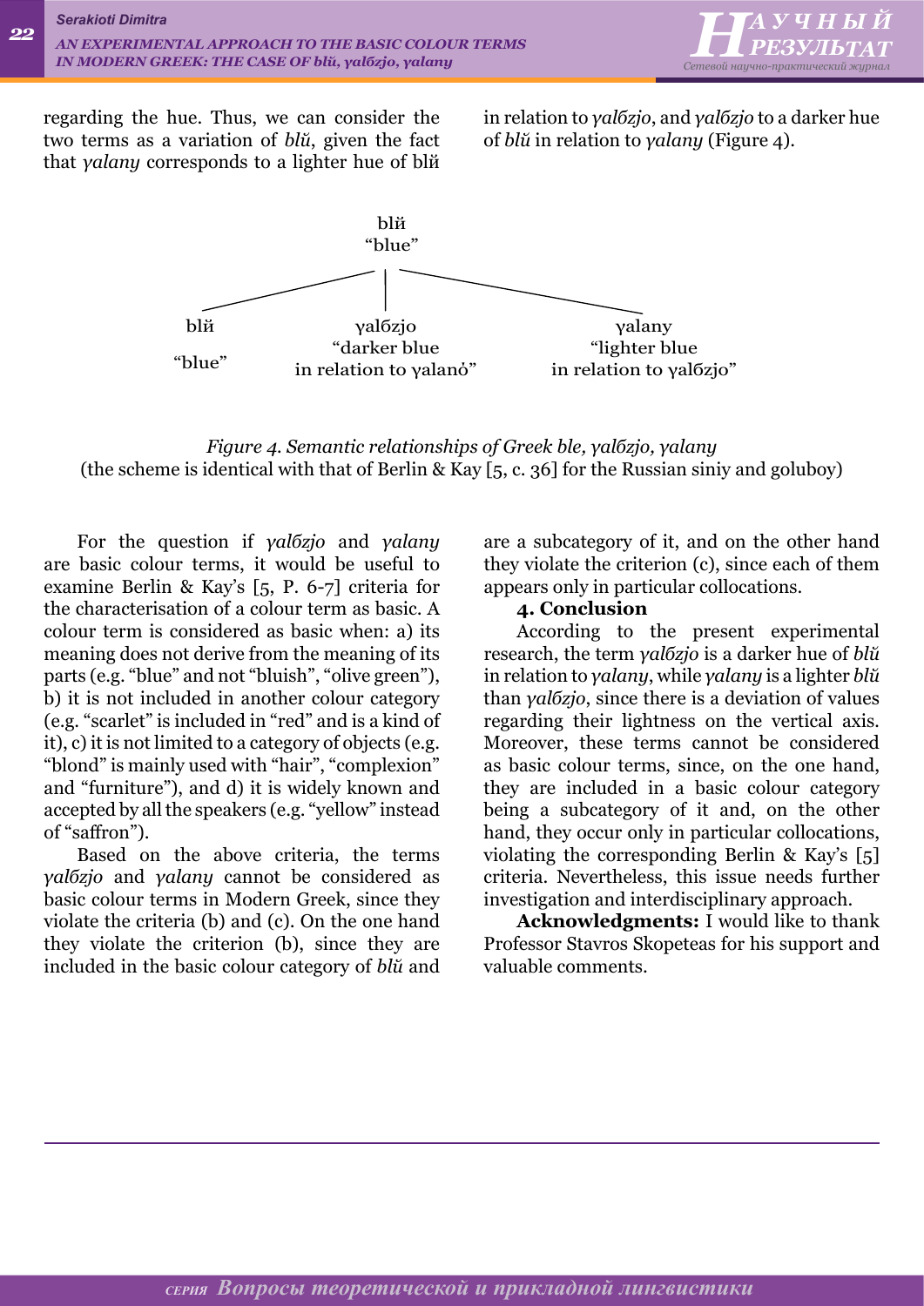regarding the hue. Thus, we can consider the two terms as a variation of *blŭ*, given the fact that *γalany* corresponds to a lighter hue of blй in relation to *γalбzjo*, and *γalбzjo* to a darker hue of *blŭ* in relation to *γalany* (Figure 4).

```
                         blй
                        "blue"
          ________________|________________
         |                |                |
        blй            γalбzjo           γalany
       "blue"       "darker blue      "lighter blue
                 in relation to γalanò"  in relation to γalбzjo"
```

*Figure 4. Semantic relationships of Greek ble, γalбzjo, γalany*
(the scheme is identical with that of Berlin & Kay [5, c. 36] for the Russian siniy and goluboy)

For the question if *γalбzjo* and *γalany* are basic colour terms, it would be useful to examine Berlin & Kay's [5, P. 6-7] criteria for the characterisation of a colour term as basic. A colour term is considered as basic when: a) its meaning does not derive from the meaning of its parts (e.g. "blue" and not "bluish", "olive green"), b) it is not included in another colour category (e.g. "scarlet" is included in "red" and is a kind of it), c) it is not limited to a category of objects (e.g. "blond" is mainly used with "hair", "complexion" and "furniture"), and d) it is widely known and accepted by all the speakers (e.g. "yellow" instead of "saffron").

Based on the above criteria, the terms *γalбzjo* and *γalany* cannot be considered as basic colour terms in Modern Greek, since they violate the criteria (b) and (c). On the one hand they violate the criterion (b), since they are included in the basic colour category of *blŭ* and are a subcategory of it, and on the other hand they violate the criterion (c), since each of them appears only in particular collocations.

## 4. Conclusion

According to the present experimental research, the term *γalбzjo* is a darker hue of *blŭ* in relation to *γalany*, while *γalany* is a lighter *blŭ* than *γalбzjo*, since there is a deviation of values regarding their lightness on the vertical axis. Moreover, these terms cannot be considered as basic colour terms, since, on the one hand, they are included in a basic colour category being a subcategory of it and, on the other hand, they occur only in particular collocations, violating the corresponding Berlin & Kay's [5] criteria. Nevertheless, this issue needs further investigation and interdisciplinary approach.

**Acknowledgments:** I would like to thank Professor Stavros Skopeteas for his support and valuable comments.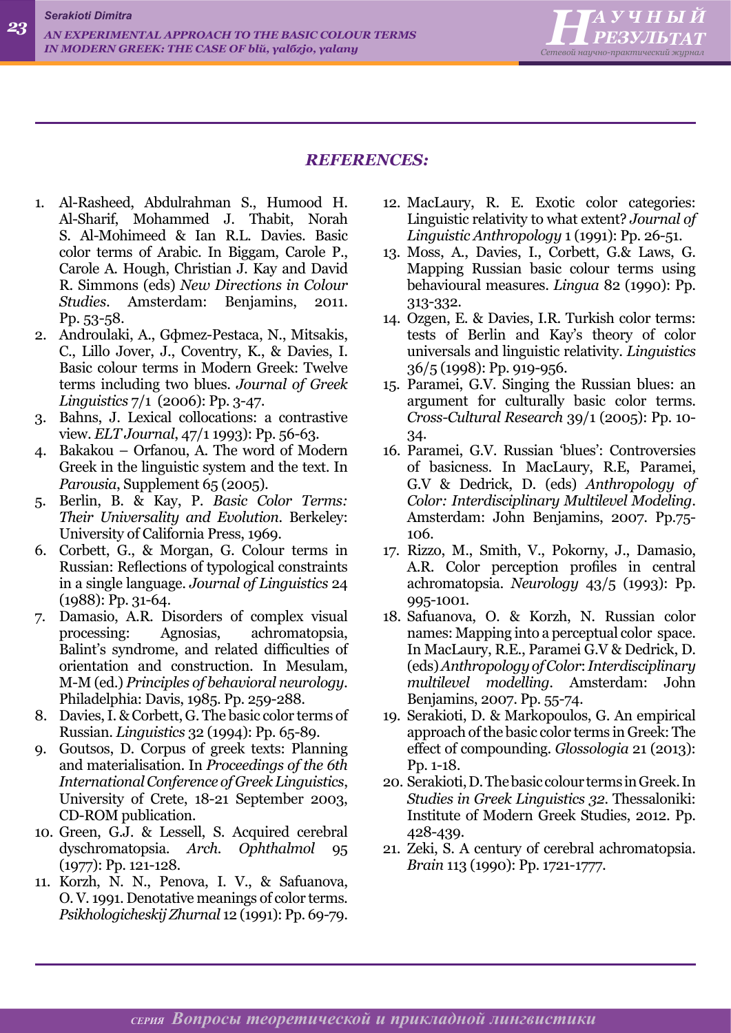## *REFERENCES:*

1. Al-Rasheed, Abdulrahman S., Humood H. Al-Sharif, Mohammed J. Thabit, Norah S. Al-Mohimeed & Ian R.L. Davies. Basic color terms of Arabic. In Biggam, Carole P., Carole A. Hough, Christian J. Kay and David R. Simmons (eds) *New Directions in Colour Studies*. Amsterdam: Benjamins, 2011. Pp. 53-58.
2. Androulaki, A., Gфmez-Pestaca, N., Mitsakis, C., Lillo Jover, J., Coventry, K., & Davies, I. Basic colour terms in Modern Greek: Twelve terms including two blues. *Journal of Greek Linguistics* 7/1 (2006): Pp. 3-47.
3. Bahns, J. Lexical collocations: a contrastive view. *ELT Journal*, 47/1 1993): Pp. 56-63.
4. Bakakou – Orfanou, A. The word of Modern Greek in the linguistic system and the text. In *Parousia*, Supplement 65 (2005).
5. Berlin, B. & Kay, P. *Basic Color Terms: Their Universality and Evolution*. Berkeley: University of California Press, 1969.
6. Corbett, G., & Morgan, G. Colour terms in Russian: Reflections of typological constraints in a single language. *Journal of Linguistics* 24 (1988): Pp. 31-64.
7. Damasio, A.R. Disorders of complex visual processing: Agnosias, achromatopsia, Balint's syndrome, and related difficulties of orientation and construction. In Mesulam, M-M (ed.) *Principles of behavioral neurology*. Philadelphia: Davis, 1985. Pp. 259-288.
8. Davies, I. & Corbett, G. The basic color terms of Russian. *Linguistics* 32 (1994): Pp. 65-89.
9. Goutsos, D. Corpus of greek texts: Planning and materialisation. In *Proceedings of the 6th International Conference of Greek Linguistics*, University of Crete, 18-21 September 2003, CD-ROM publication.
10. Green, G.J. & Lessell, S. Acquired cerebral dyschromatopsia. *Arch. Ophthalmol* 95 (1977): Pp. 121-128.
11. Korzh, N. N., Penova, I. V., & Safuanova, O. V. 1991. Denotative meanings of color terms. *Psikhologicheskij Zhurnal* 12 (1991): Pp. 69-79.
12. MacLaury, R. E. Exotic color categories: Linguistic relativity to what extent? *Journal of Linguistic Anthropology* 1 (1991): Pp. 26-51.
13. Moss, A., Davies, I., Corbett, G.& Laws, G. Mapping Russian basic colour terms using behavioural measures. *Lingua* 82 (1990): Pp. 313-332.
14. Ozgen, E. & Davies, I.R. Turkish color terms: tests of Berlin and Kay's theory of color universals and linguistic relativity. *Linguistics* 36/5 (1998): Pp. 919-956.
15. Paramei, G.V. Singing the Russian blues: an argument for culturally basic color terms. *Cross-Cultural Research* 39/1 (2005): Pp. 10-34.
16. Paramei, G.V. Russian 'blues': Controversies of basicness. In MacLaury, R.E, Paramei, G.V & Dedrick, D. (eds) *Anthropology of Color: Interdisciplinary Multilevel Modeling*. Amsterdam: John Benjamins, 2007. Pp.75-106.
17. Rizzo, M., Smith, V., Pokorny, J., Damasio, A.R. Color perception profiles in central achromatopsia. *Neurology* 43/5 (1993): Pp. 995-1001.
18. Safuanova, O. & Korzh, N. Russian color names: Mapping into a perceptual color space. In MacLaury, R.E., Paramei G.V & Dedrick, D. (eds) *Anthropology of Color*: *Interdisciplinary multilevel modelling*. Amsterdam: John Benjamins, 2007. Pp. 55-74.
19. Serakioti, D. & Markopoulos, G. An empirical approach of the basic color terms in Greek: The effect of compounding. *Glossologia* 21 (2013): Pp. 1-18.
20. Serakioti, D. The basic colour terms in Greek. In *Studies in Greek Linguistics 32*. Thessaloniki: Institute of Modern Greek Studies, 2012. Pp. 428-439.
21. Zeki, S. A century of cerebral achromatopsia. *Brain* 113 (1990): Pp. 1721-1777.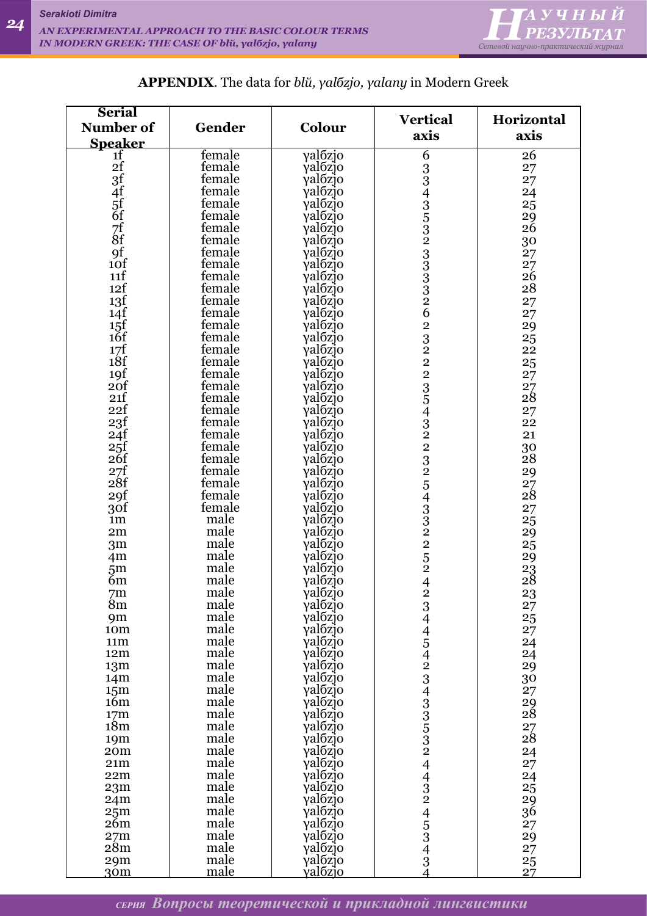**APPENDIX**. The data for *blŭ, γalбzjo, γalany* in Modern Greek

| Serial Number of Speaker | Gender | Colour | Vertical axis | Horizontal axis |
|---|---|---|---|---|
| 1f | female | γalбzjo | 6 | 26 |
| 2f | female | γalбzjo | 3 | 27 |
| 3f | female | γalбzjo | 3 | 27 |
| 4f | female | γalбzjo | 4 | 24 |
| 5f | female | γalбzjo | 3 | 25 |
| 6f | female | γalбzjo | 5 | 29 |
| 7f | female | γalбzjo | 3 | 26 |
| 8f | female | γalбzjo | 2 | 30 |
| 9f | female | γalбzjo | 3 | 27 |
| 10f | female | γalбzjo | 3 | 27 |
| 11f | female | γalбzjo | 3 | 26 |
| 12f | female | γalбzjo | 3 | 28 |
| 13f | female | γalбzjo | 2 | 27 |
| 14f | female | γalбzjo | 6 | 27 |
| 15f | female | γalбzjo | 2 | 29 |
| 16f | female | γalбzjo | 3 | 25 |
| 17f | female | γalбzjo | 2 | 22 |
| 18f | female | γalбzjo | 2 | 25 |
| 19f | female | γalбzjo | 2 | 27 |
| 20f | female | γalбzjo | 3 | 27 |
| 21f | female | γalбzjo | 5 | 28 |
| 22f | female | γalбzjo | 4 | 27 |
| 23f | female | γalбzjo | 3 | 22 |
| 24f | female | γalбzjo | 2 | 21 |
| 25f | female | γalбzjo | 2 | 30 |
| 26f | female | γalбzjo | 3 | 28 |
| 27f | female | γalбzjo | 2 | 29 |
| 28f | female | γalбzjo | 5 | 27 |
| 29f | female | γalбzjo | 4 | 28 |
| 30f | female | γalбzjo | 3 | 27 |
| 1m | male | γalбzjo | 3 | 25 |
| 2m | male | γalбzjo | 2 | 29 |
| 3m | male | γalбzjo | 2 | 25 |
| 4m | male | γalбzjo | 5 | 29 |
| 5m | male | γalбzjo | 2 | 23 |
| 6m | male | γalбzjo | 4 | 28 |
| 7m | male | γalбzjo | 2 | 23 |
| 8m | male | γalбzjo | 3 | 27 |
| 9m | male | γalбzjo | 4 | 25 |
| 10m | male | γalбzjo | 4 | 27 |
| 11m | male | γalбzjo | 5 | 24 |
| 12m | male | γalбzjo | 4 | 24 |
| 13m | male | γalбzjo | 2 | 29 |
| 14m | male | γalбzjo | 3 | 30 |
| 15m | male | γalбzjo | 4 | 27 |
| 16m | male | γalбzjo | 3 | 29 |
| 17m | male | γalбzjo | 3 | 28 |
| 18m | male | γalбzjo | 5 | 27 |
| 19m | male | γalбzjo | 3 | 28 |
| 20m | male | γalбzjo | 2 | 24 |
| 21m | male | γalбzjo | 4 | 27 |
| 22m | male | γalбzjo | 4 | 24 |
| 23m | male | γalбzjo | 3 | 25 |
| 24m | male | γalбzjo | 2 | 29 |
| 25m | male | γalбzjo | 4 | 36 |
| 26m | male | γalбzjo | 5 | 27 |
| 27m | male | γalбzjo | 3 | 29 |
| 28m | male | γalбzjo | 4 | 27 |
| 29m | male | γalбzjo | 3 | 25 |
| 30m | male | γalбzjo | 4 | 27 |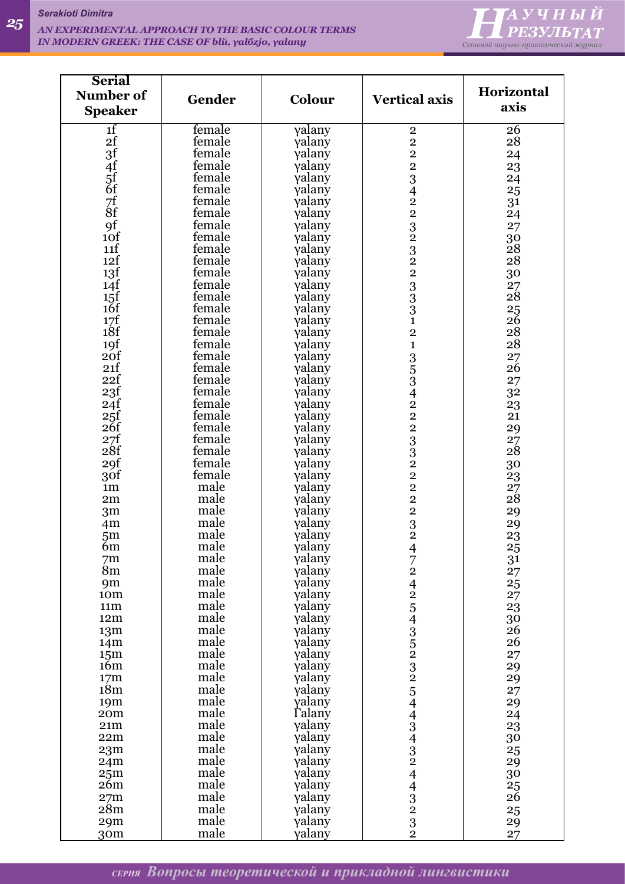| Serial Number of Speaker | Gender | Colour | Vertical axis | Horizontal axis |
|---|---|---|---|---|
| 1f | female | γalany | 2 | 26 |
| 2f | female | γalany | 2 | 28 |
| 3f | female | γalany | 2 | 24 |
| 4f | female | γalany | 2 | 23 |
| 5f | female | γalany | 3 | 24 |
| 6f | female | γalany | 4 | 25 |
| 7f | female | γalany | 2 | 31 |
| 8f | female | γalany | 2 | 24 |
| 9f | female | γalany | 3 | 27 |
| 10f | female | γalany | 2 | 30 |
| 11f | female | γalany | 3 | 28 |
| 12f | female | γalany | 2 | 28 |
| 13f | female | γalany | 2 | 30 |
| 14f | female | γalany | 3 | 27 |
| 15f | female | γalany | 3 | 28 |
| 16f | female | γalany | 3 | 25 |
| 17f | female | γalany | 1 | 26 |
| 18f | female | γalany | 2 | 28 |
| 19f | female | γalany | 1 | 28 |
| 20f | female | γalany | 3 | 27 |
| 21f | female | γalany | 5 | 26 |
| 22f | female | γalany | 3 | 27 |
| 23f | female | γalany | 4 | 32 |
| 24f | female | γalany | 2 | 23 |
| 25f | female | γalany | 2 | 21 |
| 26f | female | γalany | 2 | 29 |
| 27f | female | γalany | 3 | 27 |
| 28f | female | γalany | 3 | 28 |
| 29f | female | γalany | 2 | 30 |
| 30f | female | γalany | 2 | 23 |
| 1m | male | γalany | 2 | 27 |
| 2m | male | γalany | 2 | 28 |
| 3m | male | γalany | 2 | 29 |
| 4m | male | γalany | 3 | 29 |
| 5m | male | γalany | 2 | 23 |
| 6m | male | γalany | 4 | 25 |
| 7m | male | γalany | 7 | 31 |
| 8m | male | γalany | 2 | 27 |
| 9m | male | γalany | 4 | 25 |
| 10m | male | γalany | 2 | 27 |
| 11m | male | γalany | 5 | 23 |
| 12m | male | γalany | 4 | 30 |
| 13m | male | γalany | 3 | 26 |
| 14m | male | γalany | 5 | 26 |
| 15m | male | γalany | 2 | 27 |
| 16m | male | γalany | 3 | 29 |
| 17m | male | γalany | 2 | 29 |
| 18m | male | γalany | 5 | 27 |
| 19m | male | γalany | 4 | 29 |
| 20m | male | Γalany | 4 | 24 |
| 21m | male | γalany | 3 | 23 |
| 22m | male | γalany | 4 | 30 |
| 23m | male | γalany | 3 | 25 |
| 24m | male | γalany | 2 | 29 |
| 25m | male | γalany | 4 | 30 |
| 26m | male | γalany | 4 | 25 |
| 27m | male | γalany | 3 | 26 |
| 28m | male | γalany | 2 | 25 |
| 29m | male | γalany | 3 | 29 |
| 30m | male | γalany | 2 | 27 |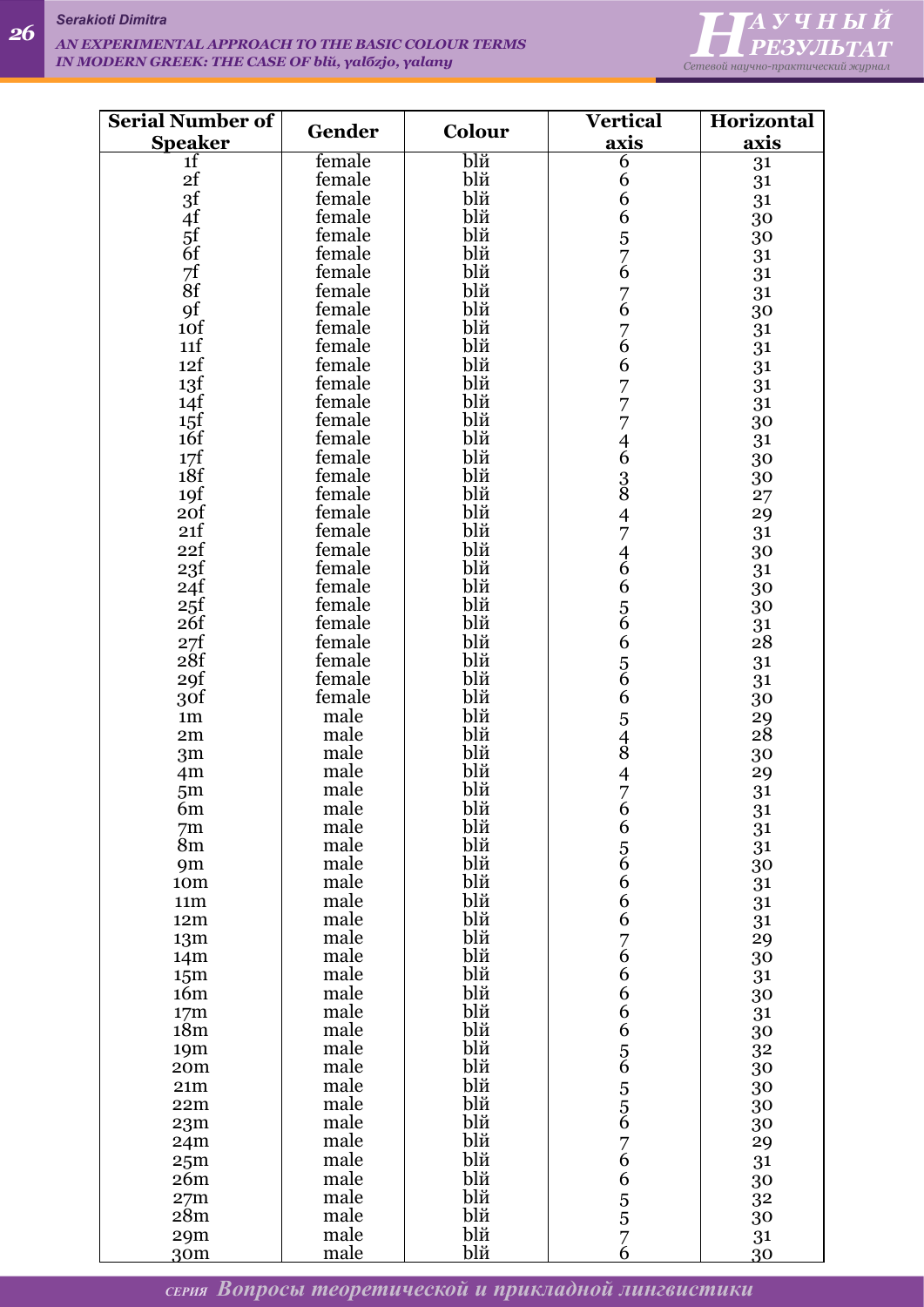| Serial Number of Speaker | Gender | Colour | Vertical axis | Horizontal axis |
|---|---|---|---|---|
| 1f | female | blй | 6 | 31 |
| 2f | female | blй | 6 | 31 |
| 3f | female | blй | 6 | 31 |
| 4f | female | blй | 6 | 30 |
| 5f | female | blй | 5 | 30 |
| 6f | female | blй | 7 | 31 |
| 7f | female | blй | 6 | 31 |
| 8f | female | blй | 7 | 31 |
| 9f | female | blй | 6 | 30 |
| 10f | female | blй | 7 | 31 |
| 11f | female | blй | 6 | 31 |
| 12f | female | blй | 6 | 31 |
| 13f | female | blй | 7 | 31 |
| 14f | female | blй | 7 | 31 |
| 15f | female | blй | 7 | 30 |
| 16f | female | blй | 4 | 31 |
| 17f | female | blй | 6 | 30 |
| 18f | female | blй | 3 | 30 |
| 19f | female | blй | 8 | 27 |
| 20f | female | blй | 4 | 29 |
| 21f | female | blй | 7 | 31 |
| 22f | female | blй | 4 | 30 |
| 23f | female | blй | 6 | 31 |
| 24f | female | blй | 6 | 30 |
| 25f | female | blй | 5 | 30 |
| 26f | female | blй | 6 | 31 |
| 27f | female | blй | 6 | 28 |
| 28f | female | blй | 5 | 31 |
| 29f | female | blй | 6 | 31 |
| 30f | female | blй | 6 | 30 |
| 1m | male | blй | 5 | 29 |
| 2m | male | blй | 4 | 28 |
| 3m | male | blй | 8 | 30 |
| 4m | male | blй | 4 | 29 |
| 5m | male | blй | 7 | 31 |
| 6m | male | blй | 6 | 31 |
| 7m | male | blй | 6 | 31 |
| 8m | male | blй | 5 | 31 |
| 9m | male | blй | 6 | 30 |
| 10m | male | blй | 6 | 31 |
| 11m | male | blй | 6 | 31 |
| 12m | male | blй | 6 | 31 |
| 13m | male | blй | 7 | 29 |
| 14m | male | blй | 6 | 30 |
| 15m | male | blй | 6 | 31 |
| 16m | male | blй | 6 | 30 |
| 17m | male | blй | 6 | 31 |
| 18m | male | blй | 6 | 30 |
| 19m | male | blй | 5 | 32 |
| 20m | male | blй | 6 | 30 |
| 21m | male | blй | 5 | 30 |
| 22m | male | blй | 5 | 30 |
| 23m | male | blй | 6 | 30 |
| 24m | male | blй | 7 | 29 |
| 25m | male | blй | 6 | 31 |
| 26m | male | blй | 6 | 30 |
| 27m | male | blй | 5 | 32 |
| 28m | male | blй | 5 | 30 |
| 29m | male | blй | 7 | 31 |
| 30m | male | blй | 6 | 30 |